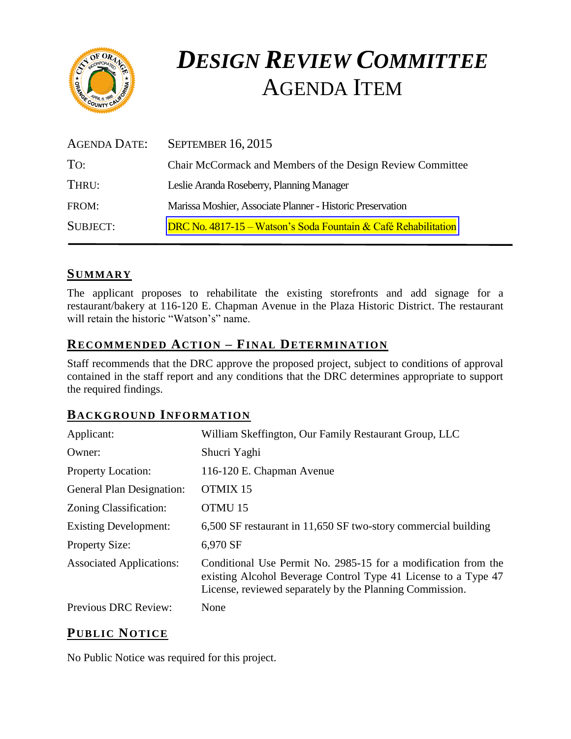# *DESIGN REVIEW COMMITTEE*
# AGENDA ITEM

| | |
|---|---|
| AGENDA DATE: | SEPTEMBER 16, 2015 |
| TO: | Chair McCormack and Members of the Design Review Committee |
| THRU: | Leslie Aranda Roseberry, Planning Manager |
| FROM: | Marissa Moshier, Associate Planner - Historic Preservation |
| SUBJECT: | DRC No. 4817-15 – Watson's Soda Fountain & Café Rehabilitation |

## SUMMARY

The applicant proposes to rehabilitate the existing storefronts and add signage for a restaurant/bakery at 116-120 E. Chapman Avenue in the Plaza Historic District. The restaurant will retain the historic "Watson's" name.

## RECOMMENDED ACTION – FINAL DETERMINATION

Staff recommends that the DRC approve the proposed project, subject to conditions of approval contained in the staff report and any conditions that the DRC determines appropriate to support the required findings.

## BACKGROUND INFORMATION

| | |
|---|---|
| Applicant: | William Skeffington, Our Family Restaurant Group, LLC |
| Owner: | Shucri Yaghi |
| Property Location: | 116-120 E. Chapman Avenue |
| General Plan Designation: | OTMIX 15 |
| Zoning Classification: | OTMU 15 |
| Existing Development: | 6,500 SF restaurant in 11,650 SF two-story commercial building |
| Property Size: | 6,970 SF |
| Associated Applications: | Conditional Use Permit No. 2985-15 for a modification from the existing Alcohol Beverage Control Type 41 License to a Type 47 License, reviewed separately by the Planning Commission. |
| Previous DRC Review: | None |

## PUBLIC NOTICE

No Public Notice was required for this project.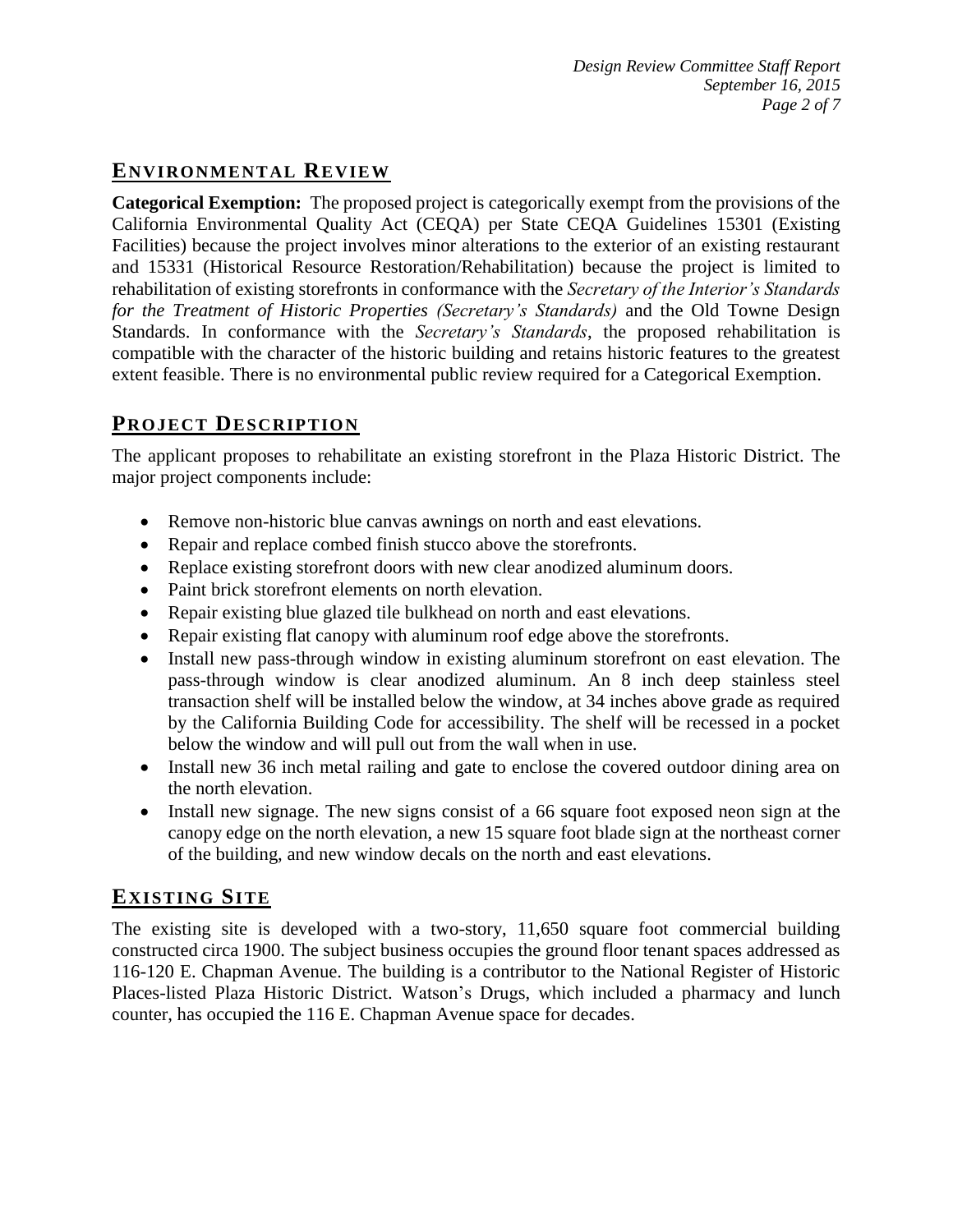## ENVIRONMENTAL REVIEW

**Categorical Exemption:** The proposed project is categorically exempt from the provisions of the California Environmental Quality Act (CEQA) per State CEQA Guidelines 15301 (Existing Facilities) because the project involves minor alterations to the exterior of an existing restaurant and 15331 (Historical Resource Restoration/Rehabilitation) because the project is limited to rehabilitation of existing storefronts in conformance with the *Secretary of the Interior's Standards for the Treatment of Historic Properties (Secretary's Standards)* and the Old Towne Design Standards. In conformance with the *Secretary's Standards*, the proposed rehabilitation is compatible with the character of the historic building and retains historic features to the greatest extent feasible. There is no environmental public review required for a Categorical Exemption.

## PROJECT DESCRIPTION

The applicant proposes to rehabilitate an existing storefront in the Plaza Historic District. The major project components include:

- Remove non-historic blue canvas awnings on north and east elevations.
- Repair and replace combed finish stucco above the storefronts.
- Replace existing storefront doors with new clear anodized aluminum doors.
- Paint brick storefront elements on north elevation.
- Repair existing blue glazed tile bulkhead on north and east elevations.
- Repair existing flat canopy with aluminum roof edge above the storefronts.
- Install new pass-through window in existing aluminum storefront on east elevation. The pass-through window is clear anodized aluminum. An 8 inch deep stainless steel transaction shelf will be installed below the window, at 34 inches above grade as required by the California Building Code for accessibility. The shelf will be recessed in a pocket below the window and will pull out from the wall when in use.
- Install new 36 inch metal railing and gate to enclose the covered outdoor dining area on the north elevation.
- Install new signage. The new signs consist of a 66 square foot exposed neon sign at the canopy edge on the north elevation, a new 15 square foot blade sign at the northeast corner of the building, and new window decals on the north and east elevations.

## EXISTING SITE

The existing site is developed with a two-story, 11,650 square foot commercial building constructed circa 1900. The subject business occupies the ground floor tenant spaces addressed as 116-120 E. Chapman Avenue. The building is a contributor to the National Register of Historic Places-listed Plaza Historic District. Watson's Drugs, which included a pharmacy and lunch counter, has occupied the 116 E. Chapman Avenue space for decades.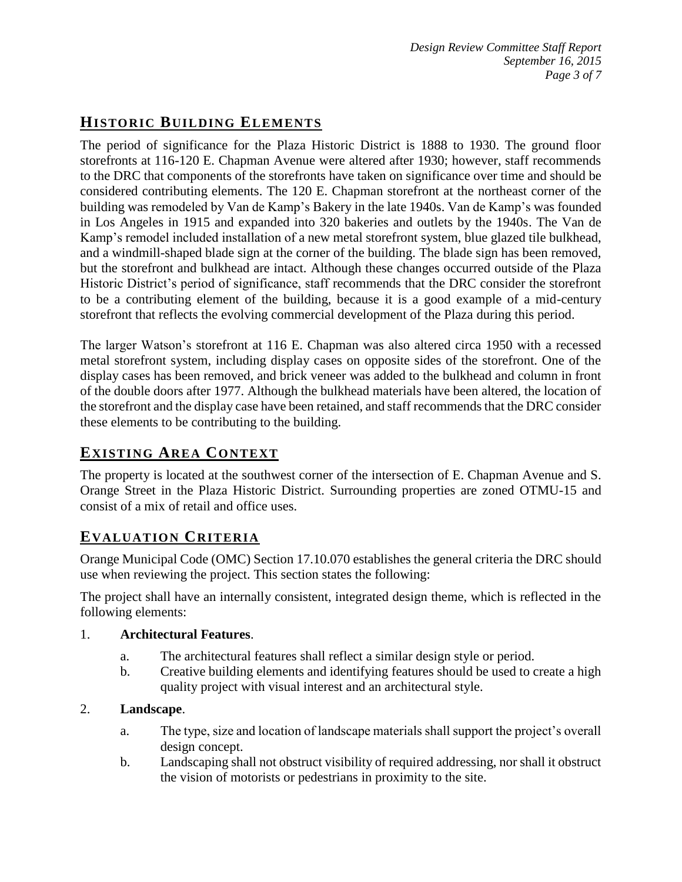## HISTORIC BUILDING ELEMENTS

The period of significance for the Plaza Historic District is 1888 to 1930. The ground floor storefronts at 116-120 E. Chapman Avenue were altered after 1930; however, staff recommends to the DRC that components of the storefronts have taken on significance over time and should be considered contributing elements. The 120 E. Chapman storefront at the northeast corner of the building was remodeled by Van de Kamp's Bakery in the late 1940s. Van de Kamp's was founded in Los Angeles in 1915 and expanded into 320 bakeries and outlets by the 1940s. The Van de Kamp's remodel included installation of a new metal storefront system, blue glazed tile bulkhead, and a windmill-shaped blade sign at the corner of the building. The blade sign has been removed, but the storefront and bulkhead are intact. Although these changes occurred outside of the Plaza Historic District's period of significance, staff recommends that the DRC consider the storefront to be a contributing element of the building, because it is a good example of a mid-century storefront that reflects the evolving commercial development of the Plaza during this period.

The larger Watson's storefront at 116 E. Chapman was also altered circa 1950 with a recessed metal storefront system, including display cases on opposite sides of the storefront. One of the display cases has been removed, and brick veneer was added to the bulkhead and column in front of the double doors after 1977. Although the bulkhead materials have been altered, the location of the storefront and the display case have been retained, and staff recommends that the DRC consider these elements to be contributing to the building.

## EXISTING AREA CONTEXT

The property is located at the southwest corner of the intersection of E. Chapman Avenue and S. Orange Street in the Plaza Historic District. Surrounding properties are zoned OTMU-15 and consist of a mix of retail and office uses.

## EVALUATION CRITERIA

Orange Municipal Code (OMC) Section 17.10.070 establishes the general criteria the DRC should use when reviewing the project. This section states the following:

The project shall have an internally consistent, integrated design theme, which is reflected in the following elements:

1. **Architectural Features**.
   a. The architectural features shall reflect a similar design style or period.
   b. Creative building elements and identifying features should be used to create a high quality project with visual interest and an architectural style.

2. **Landscape**.
   a. The type, size and location of landscape materials shall support the project's overall design concept.
   b. Landscaping shall not obstruct visibility of required addressing, nor shall it obstruct the vision of motorists or pedestrians in proximity to the site.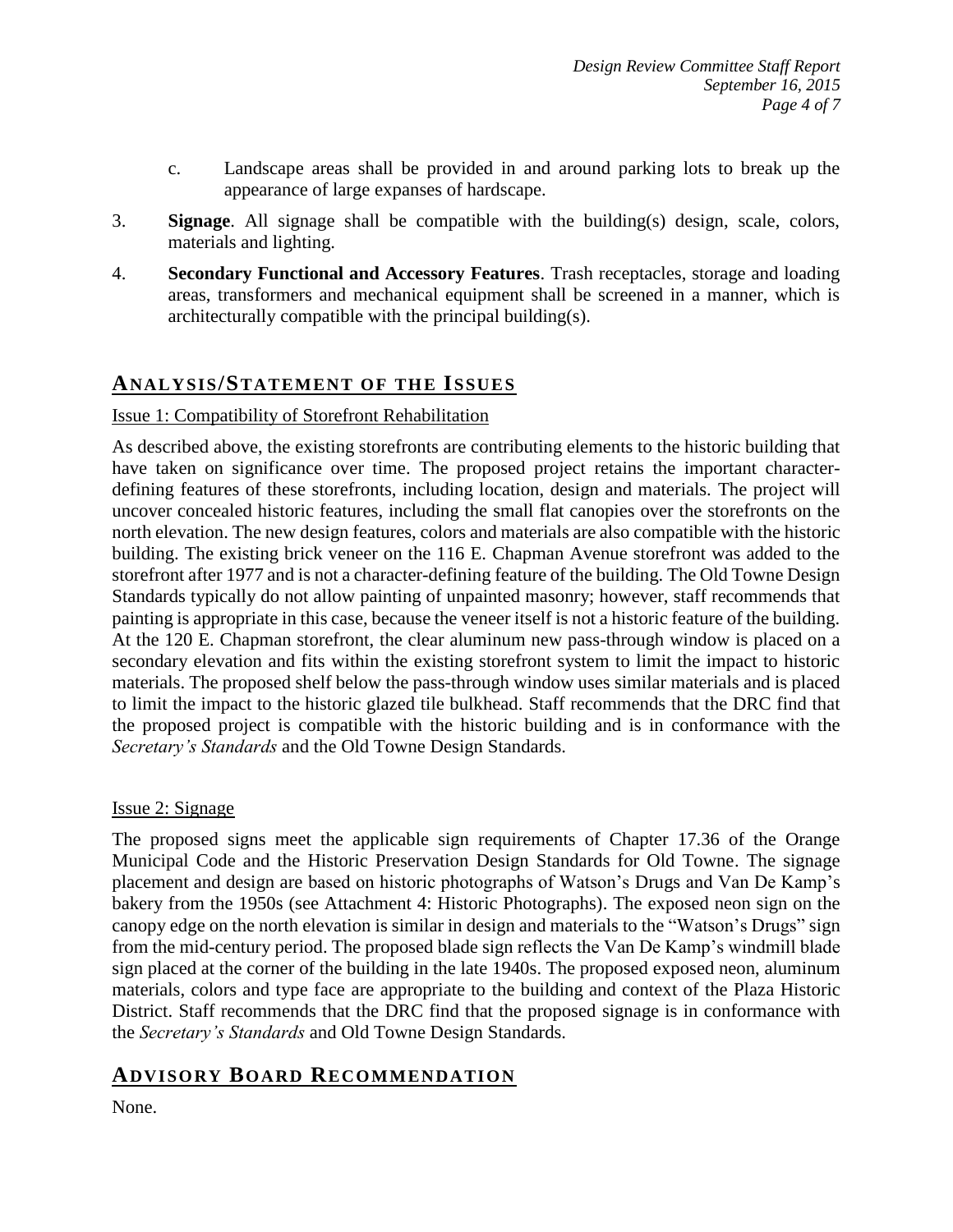c. Landscape areas shall be provided in and around parking lots to break up the appearance of large expanses of hardscape.

3. **Signage**. All signage shall be compatible with the building(s) design, scale, colors, materials and lighting.

4. **Secondary Functional and Accessory Features**. Trash receptacles, storage and loading areas, transformers and mechanical equipment shall be screened in a manner, which is architecturally compatible with the principal building(s).

## ANALYSIS/STATEMENT OF THE ISSUES

Issue 1: Compatibility of Storefront Rehabilitation

As described above, the existing storefronts are contributing elements to the historic building that have taken on significance over time. The proposed project retains the important character-defining features of these storefronts, including location, design and materials. The project will uncover concealed historic features, including the small flat canopies over the storefronts on the north elevation. The new design features, colors and materials are also compatible with the historic building. The existing brick veneer on the 116 E. Chapman Avenue storefront was added to the storefront after 1977 and is not a character-defining feature of the building. The Old Towne Design Standards typically do not allow painting of unpainted masonry; however, staff recommends that painting is appropriate in this case, because the veneer itself is not a historic feature of the building. At the 120 E. Chapman storefront, the clear aluminum new pass-through window is placed on a secondary elevation and fits within the existing storefront system to limit the impact to historic materials. The proposed shelf below the pass-through window uses similar materials and is placed to limit the impact to the historic glazed tile bulkhead. Staff recommends that the DRC find that the proposed project is compatible with the historic building and is in conformance with the *Secretary's Standards* and the Old Towne Design Standards.

Issue 2: Signage

The proposed signs meet the applicable sign requirements of Chapter 17.36 of the Orange Municipal Code and the Historic Preservation Design Standards for Old Towne. The signage placement and design are based on historic photographs of Watson's Drugs and Van De Kamp's bakery from the 1950s (see Attachment 4: Historic Photographs). The exposed neon sign on the canopy edge on the north elevation is similar in design and materials to the "Watson's Drugs" sign from the mid-century period. The proposed blade sign reflects the Van De Kamp's windmill blade sign placed at the corner of the building in the late 1940s. The proposed exposed neon, aluminum materials, colors and type face are appropriate to the building and context of the Plaza Historic District. Staff recommends that the DRC find that the proposed signage is in conformance with the *Secretary's Standards* and Old Towne Design Standards.

## ADVISORY BOARD RECOMMENDATION

None.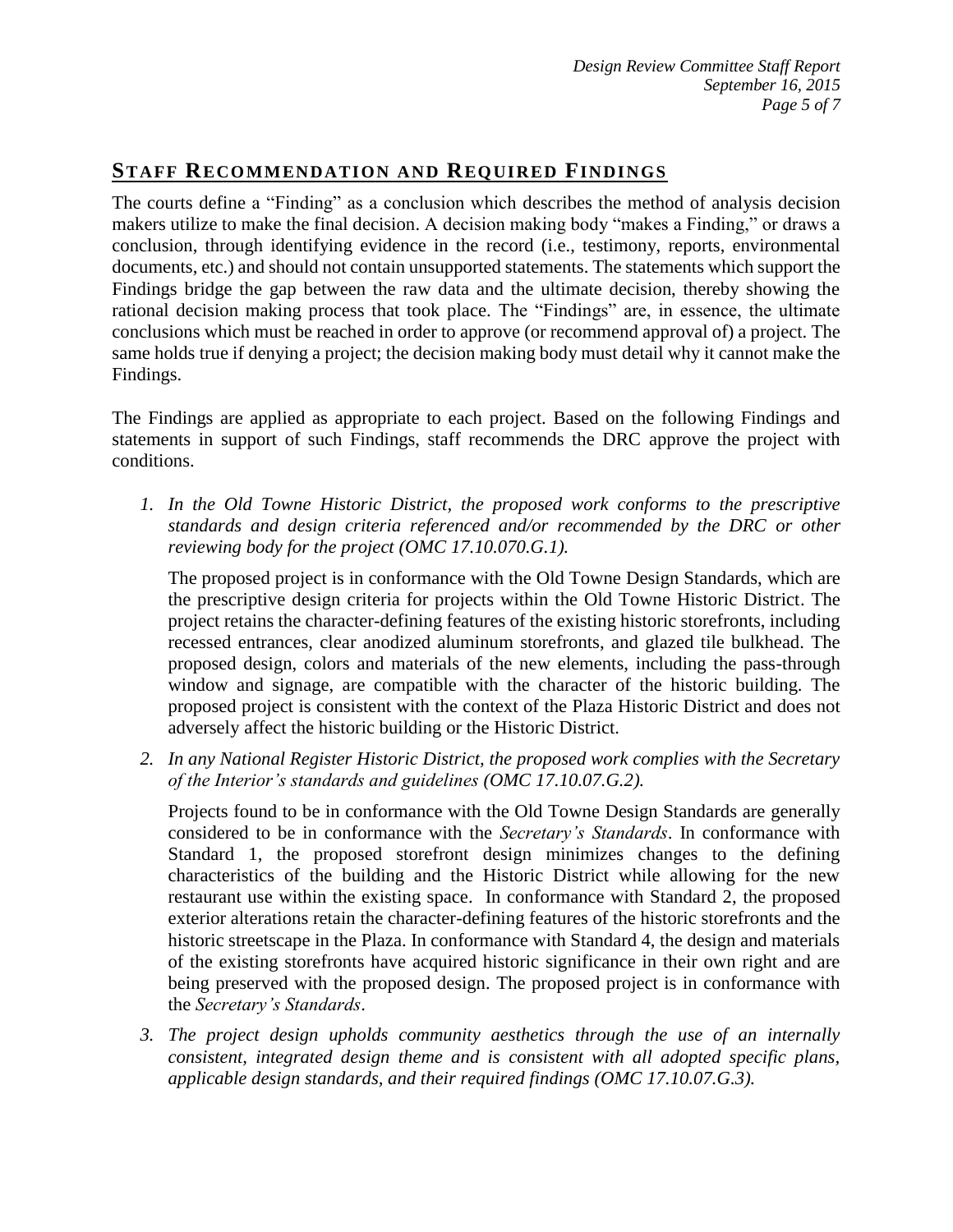## STAFF RECOMMENDATION AND REQUIRED FINDINGS

The courts define a "Finding" as a conclusion which describes the method of analysis decision makers utilize to make the final decision. A decision making body "makes a Finding," or draws a conclusion, through identifying evidence in the record (i.e., testimony, reports, environmental documents, etc.) and should not contain unsupported statements. The statements which support the Findings bridge the gap between the raw data and the ultimate decision, thereby showing the rational decision making process that took place. The "Findings" are, in essence, the ultimate conclusions which must be reached in order to approve (or recommend approval of) a project. The same holds true if denying a project; the decision making body must detail why it cannot make the Findings.

The Findings are applied as appropriate to each project. Based on the following Findings and statements in support of such Findings, staff recommends the DRC approve the project with conditions.

1. *In the Old Towne Historic District, the proposed work conforms to the prescriptive standards and design criteria referenced and/or recommended by the DRC or other reviewing body for the project (OMC 17.10.070.G.1).*

   The proposed project is in conformance with the Old Towne Design Standards, which are the prescriptive design criteria for projects within the Old Towne Historic District. The project retains the character-defining features of the existing historic storefronts, including recessed entrances, clear anodized aluminum storefronts, and glazed tile bulkhead. The proposed design, colors and materials of the new elements, including the pass-through window and signage, are compatible with the character of the historic building. The proposed project is consistent with the context of the Plaza Historic District and does not adversely affect the historic building or the Historic District.

2. *In any National Register Historic District, the proposed work complies with the Secretary of the Interior's standards and guidelines (OMC 17.10.07.G.2).*

   Projects found to be in conformance with the Old Towne Design Standards are generally considered to be in conformance with the *Secretary's Standards*. In conformance with Standard 1, the proposed storefront design minimizes changes to the defining characteristics of the building and the Historic District while allowing for the new restaurant use within the existing space. In conformance with Standard 2, the proposed exterior alterations retain the character-defining features of the historic storefronts and the historic streetscape in the Plaza. In conformance with Standard 4, the design and materials of the existing storefronts have acquired historic significance in their own right and are being preserved with the proposed design. The proposed project is in conformance with the *Secretary's Standards*.

3. *The project design upholds community aesthetics through the use of an internally consistent, integrated design theme and is consistent with all adopted specific plans, applicable design standards, and their required findings (OMC 17.10.07.G.3).*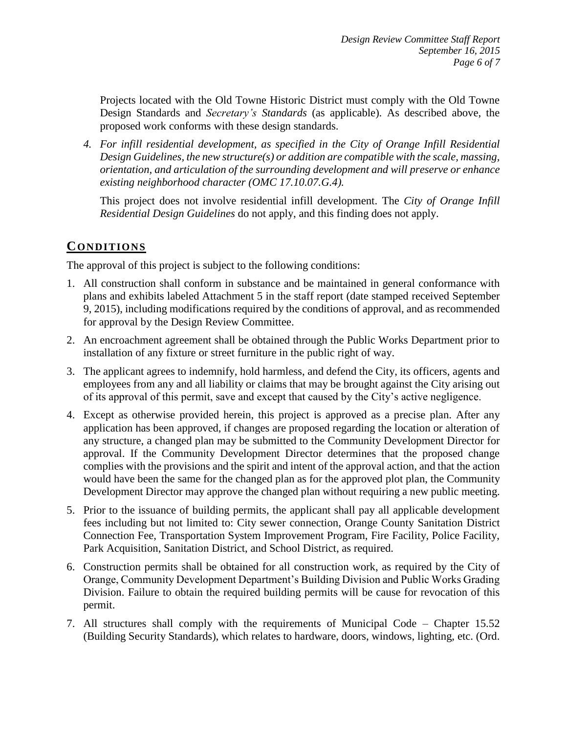Projects located with the Old Towne Historic District must comply with the Old Towne Design Standards and *Secretary's Standards* (as applicable). As described above, the proposed work conforms with these design standards.

4. *For infill residential development, as specified in the City of Orange Infill Residential Design Guidelines, the new structure(s) or addition are compatible with the scale, massing, orientation, and articulation of the surrounding development and will preserve or enhance existing neighborhood character (OMC 17.10.07.G.4).*

   This project does not involve residential infill development. The *City of Orange Infill Residential Design Guidelines* do not apply, and this finding does not apply.

## CONDITIONS

The approval of this project is subject to the following conditions:

1. All construction shall conform in substance and be maintained in general conformance with plans and exhibits labeled Attachment 5 in the staff report (date stamped received September 9, 2015), including modifications required by the conditions of approval, and as recommended for approval by the Design Review Committee.
2. An encroachment agreement shall be obtained through the Public Works Department prior to installation of any fixture or street furniture in the public right of way.
3. The applicant agrees to indemnify, hold harmless, and defend the City, its officers, agents and employees from any and all liability or claims that may be brought against the City arising out of its approval of this permit, save and except that caused by the City's active negligence.
4. Except as otherwise provided herein, this project is approved as a precise plan. After any application has been approved, if changes are proposed regarding the location or alteration of any structure, a changed plan may be submitted to the Community Development Director for approval. If the Community Development Director determines that the proposed change complies with the provisions and the spirit and intent of the approval action, and that the action would have been the same for the changed plan as for the approved plot plan, the Community Development Director may approve the changed plan without requiring a new public meeting.
5. Prior to the issuance of building permits, the applicant shall pay all applicable development fees including but not limited to: City sewer connection, Orange County Sanitation District Connection Fee, Transportation System Improvement Program, Fire Facility, Police Facility, Park Acquisition, Sanitation District, and School District, as required.
6. Construction permits shall be obtained for all construction work, as required by the City of Orange, Community Development Department's Building Division and Public Works Grading Division. Failure to obtain the required building permits will be cause for revocation of this permit.
7. All structures shall comply with the requirements of Municipal Code – Chapter 15.52 (Building Security Standards), which relates to hardware, doors, windows, lighting, etc. (Ord.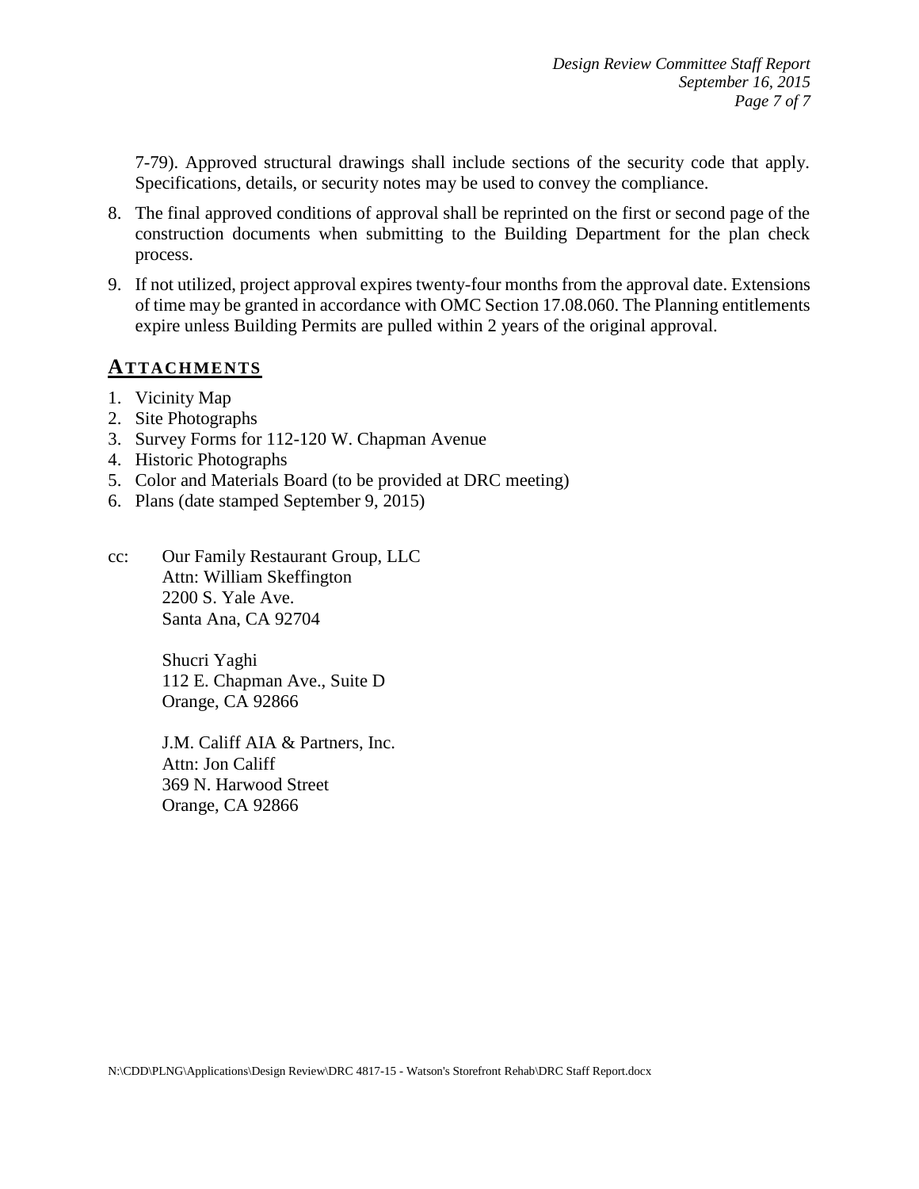7-79). Approved structural drawings shall include sections of the security code that apply. Specifications, details, or security notes may be used to convey the compliance.

8. The final approved conditions of approval shall be reprinted on the first or second page of the construction documents when submitting to the Building Department for the plan check process.

9. If not utilized, project approval expires twenty-four months from the approval date. Extensions of time may be granted in accordance with OMC Section 17.08.060. The Planning entitlements expire unless Building Permits are pulled within 2 years of the original approval.

## ATTACHMENTS

1. Vicinity Map
2. Site Photographs
3. Survey Forms for 112-120 W. Chapman Avenue
4. Historic Photographs
5. Color and Materials Board (to be provided at DRC meeting)
6. Plans (date stamped September 9, 2015)

cc: Our Family Restaurant Group, LLC
Attn: William Skeffington
2200 S. Yale Ave.
Santa Ana, CA 92704

Shucri Yaghi
112 E. Chapman Ave., Suite D
Orange, CA 92866

J.M. Califf AIA & Partners, Inc.
Attn: Jon Califf
369 N. Harwood Street
Orange, CA 92866

N:\CDD\PLNG\Applications\Design Review\DRC 4817-15 - Watson's Storefront Rehab\DRC Staff Report.docx